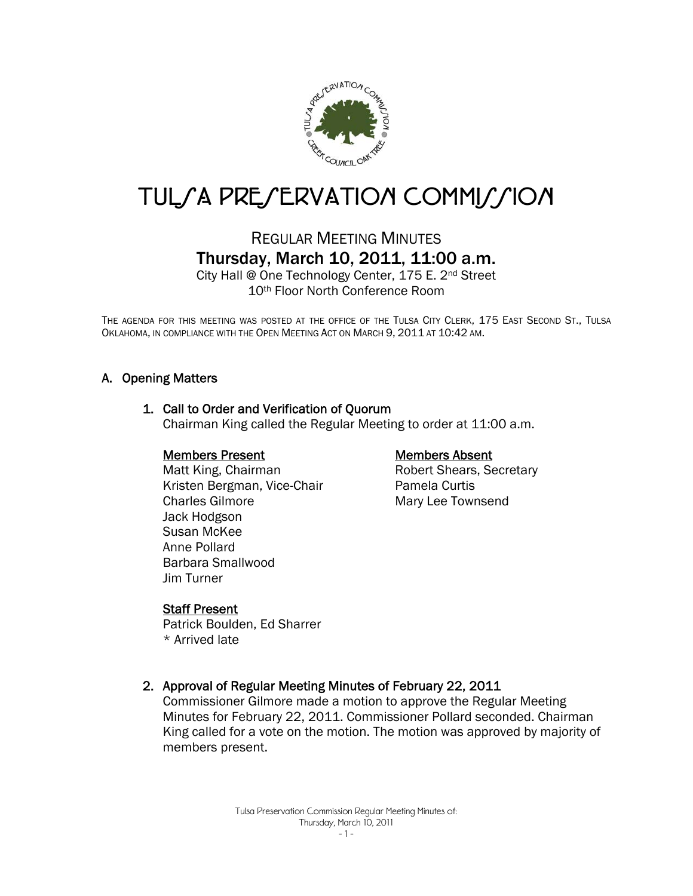# TULSA PRESERVATION COMMISSION

## REGULAR MEETING MINUTES

## Thursday, March 10, 2011, 11:00 a.m.

City Hall @ One Technology Center, 175 E. 2nd Street
10th Floor North Conference Room

THE AGENDA FOR THIS MEETING WAS POSTED AT THE OFFICE OF THE TULSA CITY CLERK, 175 EAST SECOND ST., TULSA OKLAHOMA, IN COMPLIANCE WITH THE OPEN MEETING ACT ON MARCH 9, 2011 AT 10:42 AM.

### A. Opening Matters

#### 1. Call to Order and Verification of Quorum

Chairman King called the Regular Meeting to order at 11:00 a.m.

**Members Present**
Matt King, Chairman
Kristen Bergman, Vice-Chair
Charles Gilmore
Jack Hodgson
Susan McKee
Anne Pollard
Barbara Smallwood
Jim Turner

**Members Absent**
Robert Shears, Secretary
Pamela Curtis
Mary Lee Townsend

**Staff Present**
Patrick Boulden, Ed Sharrer
* Arrived late

#### 2. Approval of Regular Meeting Minutes of February 22, 2011

Commissioner Gilmore made a motion to approve the Regular Meeting Minutes for February 22, 2011. Commissioner Pollard seconded. Chairman King called for a vote on the motion. The motion was approved by majority of members present.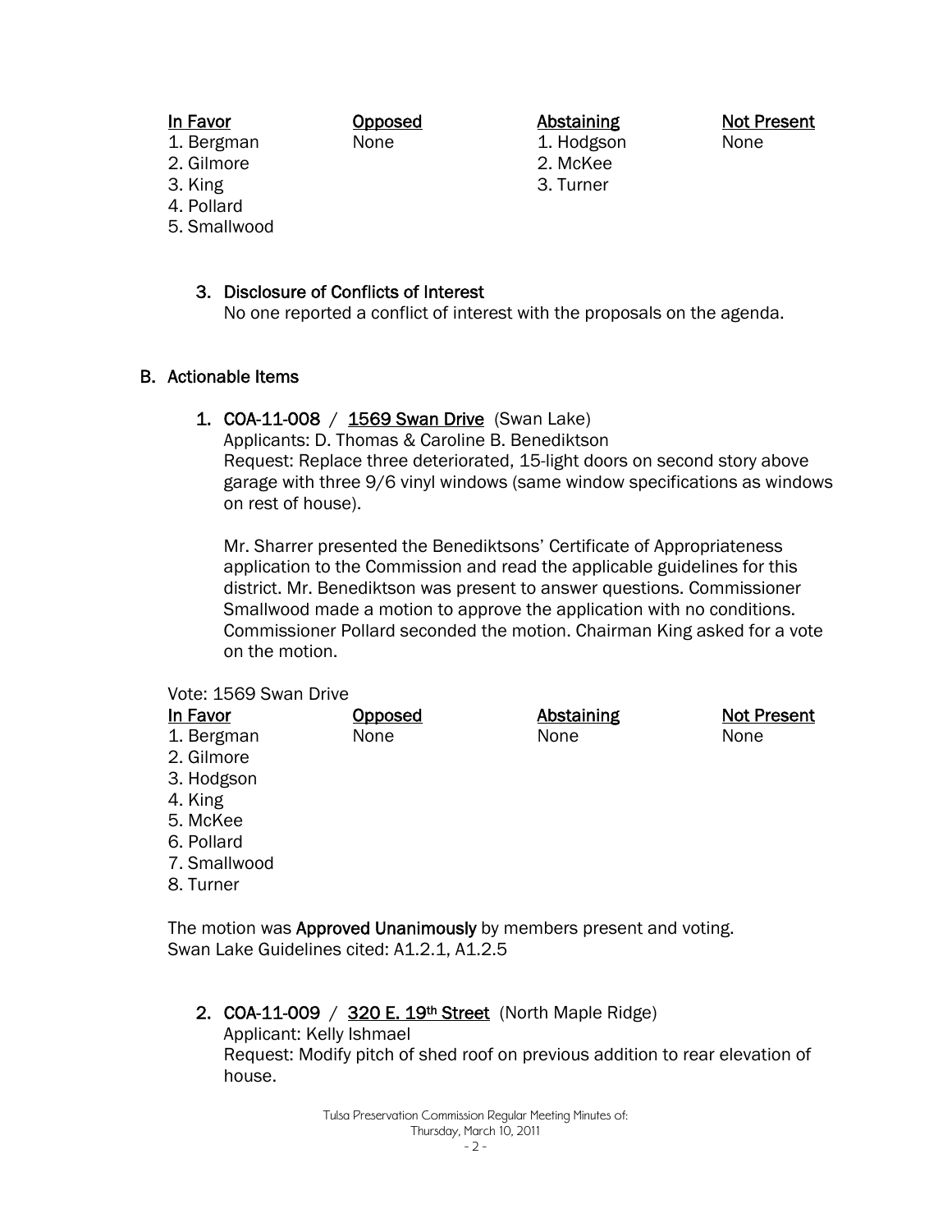| In Favor | Opposed | Abstaining | Not Present |
|---|---|---|---|
| 1. Bergman | None | 1. Hodgson | None |
| 2. Gilmore | | 2. McKee | |
| 3. King | | 3. Turner | |
| 4. Pollard | | | |
| 5. Smallwood | | | |

3. Disclosure of Conflicts of Interest
   No one reported a conflict of interest with the proposals on the agenda.

## B. Actionable Items

1. **COA-11-008 / 1569 Swan Drive** (Swan Lake)
   Applicants: D. Thomas & Caroline B. Benediktson
   Request: Replace three deteriorated, 15-light doors on second story above garage with three 9/6 vinyl windows (same window specifications as windows on rest of house).

   Mr. Sharrer presented the Benediktsons' Certificate of Appropriateness application to the Commission and read the applicable guidelines for this district. Mr. Benediktson was present to answer questions. Commissioner Smallwood made a motion to approve the application with no conditions. Commissioner Pollard seconded the motion. Chairman King asked for a vote on the motion.

Vote: 1569 Swan Drive

| In Favor | Opposed | Abstaining | Not Present |
|---|---|---|---|
| 1. Bergman | None | None | None |
| 2. Gilmore | | | |
| 3. Hodgson | | | |
| 4. King | | | |
| 5. McKee | | | |
| 6. Pollard | | | |
| 7. Smallwood | | | |
| 8. Turner | | | |

The motion was **Approved Unanimously** by members present and voting.
Swan Lake Guidelines cited: A1.2.1, A1.2.5

2. **COA-11-009 / 320 E. 19th Street** (North Maple Ridge)
   Applicant: Kelly Ishmael
   Request: Modify pitch of shed roof on previous addition to rear elevation of house.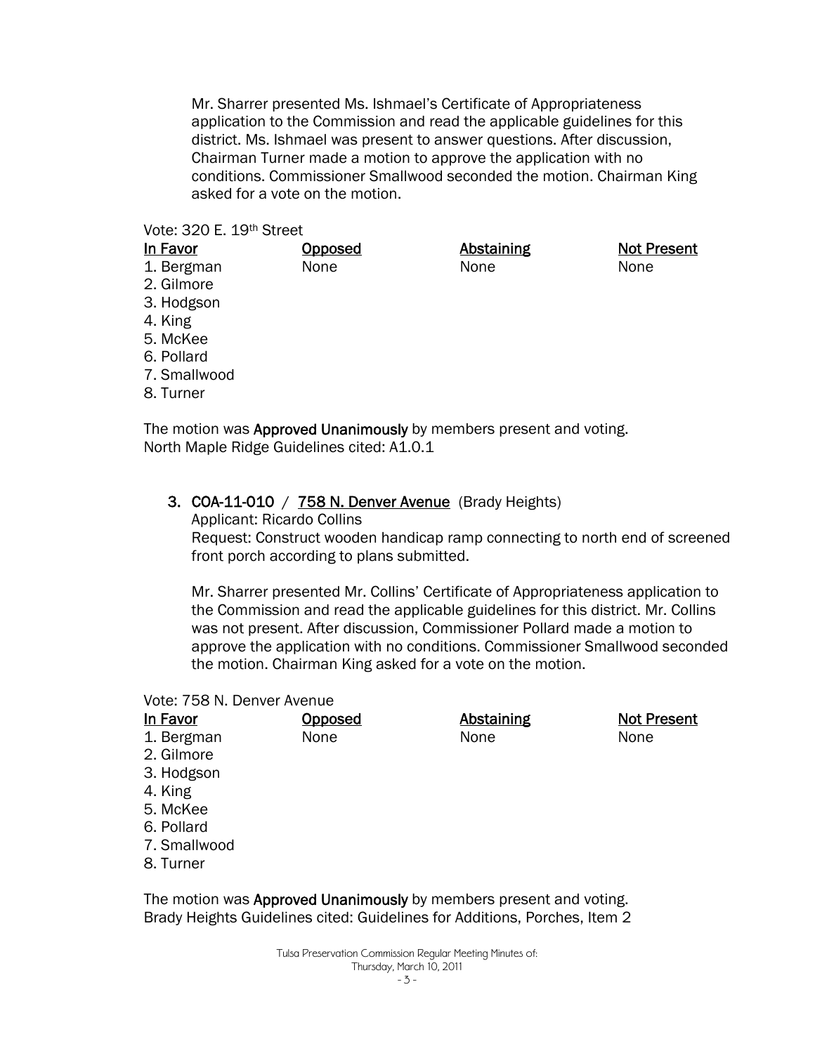Mr. Sharrer presented Ms. Ishmael's Certificate of Appropriateness application to the Commission and read the applicable guidelines for this district. Ms. Ishmael was present to answer questions. After discussion, Chairman Turner made a motion to approve the application with no conditions. Commissioner Smallwood seconded the motion. Chairman King asked for a vote on the motion.

Vote: 320 E. 19th Street

| In Favor | Opposed | Abstaining | Not Present |
|---|---|---|---|
| 1. Bergman | None | None | None |
| 2. Gilmore | | | |
| 3. Hodgson | | | |
| 4. King | | | |
| 5. McKee | | | |
| 6. Pollard | | | |
| 7. Smallwood | | | |
| 8. Turner | | | |

The motion was **Approved Unanimously** by members present and voting.
North Maple Ridge Guidelines cited: A1.0.1

3. **COA-11-010** / **758 N. Denver Avenue** (Brady Heights)
   Applicant: Ricardo Collins
   Request: Construct wooden handicap ramp connecting to north end of screened front porch according to plans submitted.

   Mr. Sharrer presented Mr. Collins' Certificate of Appropriateness application to the Commission and read the applicable guidelines for this district. Mr. Collins was not present. After discussion, Commissioner Pollard made a motion to approve the application with no conditions. Commissioner Smallwood seconded the motion. Chairman King asked for a vote on the motion.

Vote: 758 N. Denver Avenue

| In Favor | Opposed | Abstaining | Not Present |
|---|---|---|---|
| 1. Bergman | None | None | None |
| 2. Gilmore | | | |
| 3. Hodgson | | | |
| 4. King | | | |
| 5. McKee | | | |
| 6. Pollard | | | |
| 7. Smallwood | | | |
| 8. Turner | | | |

The motion was **Approved Unanimously** by members present and voting.
Brady Heights Guidelines cited: Guidelines for Additions, Porches, Item 2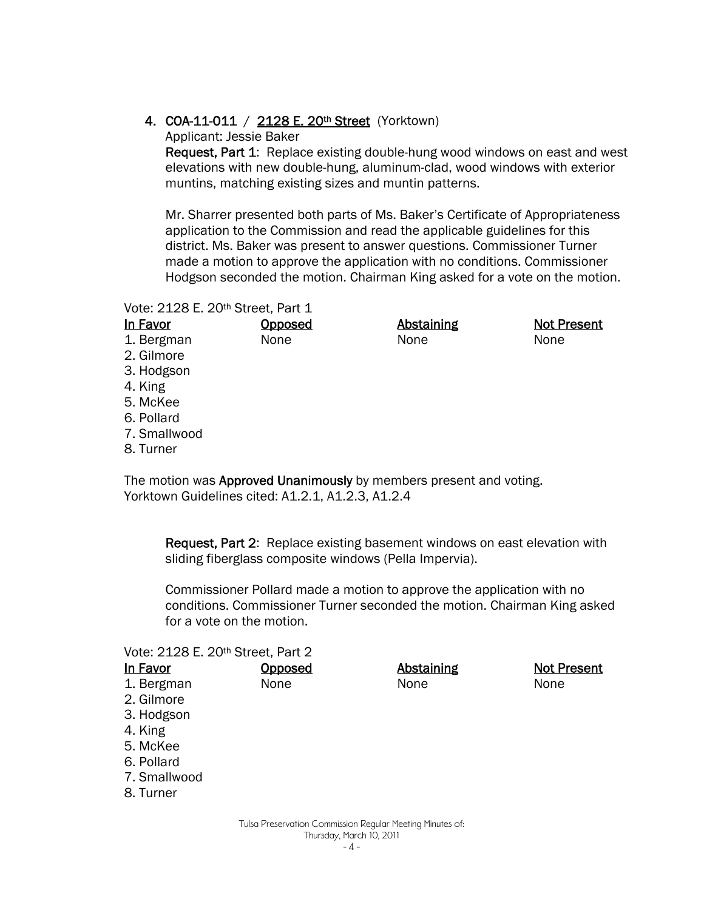4. **COA-11-011** / **2128 E. 20th Street** (Yorktown)

   Applicant: Jessie Baker

   **Request, Part 1**: Replace existing double-hung wood windows on east and west elevations with new double-hung, aluminum-clad, wood windows with exterior muntins, matching existing sizes and muntin patterns.

   Mr. Sharrer presented both parts of Ms. Baker's Certificate of Appropriateness application to the Commission and read the applicable guidelines for this district. Ms. Baker was present to answer questions. Commissioner Turner made a motion to approve the application with no conditions. Commissioner Hodgson seconded the motion. Chairman King asked for a vote on the motion.

Vote: 2128 E. 20th Street, Part 1

| In Favor | Opposed | Abstaining | Not Present |
|---|---|---|---|
| 1. Bergman | None | None | None |
| 2. Gilmore | | | |
| 3. Hodgson | | | |
| 4. King | | | |
| 5. McKee | | | |
| 6. Pollard | | | |
| 7. Smallwood | | | |
| 8. Turner | | | |

The motion was **Approved Unanimously** by members present and voting.
Yorktown Guidelines cited: A1.2.1, A1.2.3, A1.2.4

**Request, Part 2**: Replace existing basement windows on east elevation with sliding fiberglass composite windows (Pella Impervia).

Commissioner Pollard made a motion to approve the application with no conditions. Commissioner Turner seconded the motion. Chairman King asked for a vote on the motion.

Vote: 2128 E. 20th Street, Part 2

| In Favor | Opposed | Abstaining | Not Present |
|---|---|---|---|
| 1. Bergman | None | None | None |
| 2. Gilmore | | | |
| 3. Hodgson | | | |
| 4. King | | | |
| 5. McKee | | | |
| 6. Pollard | | | |
| 7. Smallwood | | | |
| 8. Turner | | | |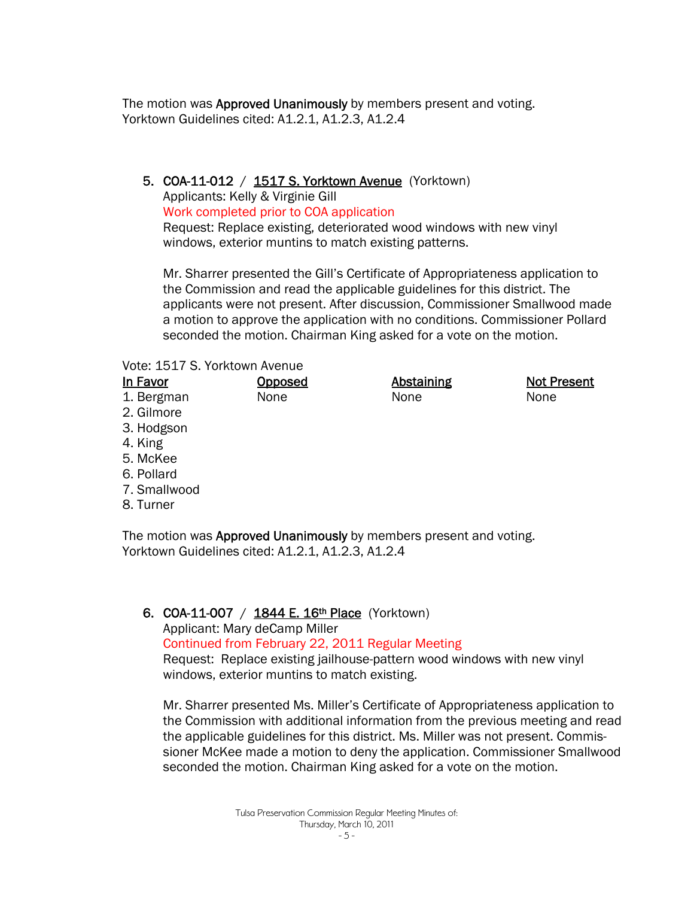The motion was **Approved Unanimously** by members present and voting.
Yorktown Guidelines cited: A1.2.1, A1.2.3, A1.2.4

5. **COA-11-012** / 1517 S. Yorktown Avenue (Yorktown)
   Applicants: Kelly & Virginie Gill
   Work completed prior to COA application
   Request: Replace existing, deteriorated wood windows with new vinyl windows, exterior muntins to match existing patterns.

   Mr. Sharrer presented the Gill's Certificate of Appropriateness application to the Commission and read the applicable guidelines for this district. The applicants were not present. After discussion, Commissioner Smallwood made a motion to approve the application with no conditions. Commissioner Pollard seconded the motion. Chairman King asked for a vote on the motion.

Vote: 1517 S. Yorktown Avenue

| In Favor | Opposed | Abstaining | Not Present |
|---|---|---|---|
| 1. Bergman | None | None | None |
| 2. Gilmore | | | |
| 3. Hodgson | | | |
| 4. King | | | |
| 5. McKee | | | |
| 6. Pollard | | | |
| 7. Smallwood | | | |
| 8. Turner | | | |

The motion was **Approved Unanimously** by members present and voting.
Yorktown Guidelines cited: A1.2.1, A1.2.3, A1.2.4

6. **COA-11-007** / 1844 E. 16th Place (Yorktown)
   Applicant: Mary deCamp Miller
   Continued from February 22, 2011 Regular Meeting
   Request: Replace existing jailhouse-pattern wood windows with new vinyl windows, exterior muntins to match existing.

   Mr. Sharrer presented Ms. Miller's Certificate of Appropriateness application to the Commission with additional information from the previous meeting and read the applicable guidelines for this district. Ms. Miller was not present. Commissioner McKee made a motion to deny the application. Commissioner Smallwood seconded the motion. Chairman King asked for a vote on the motion.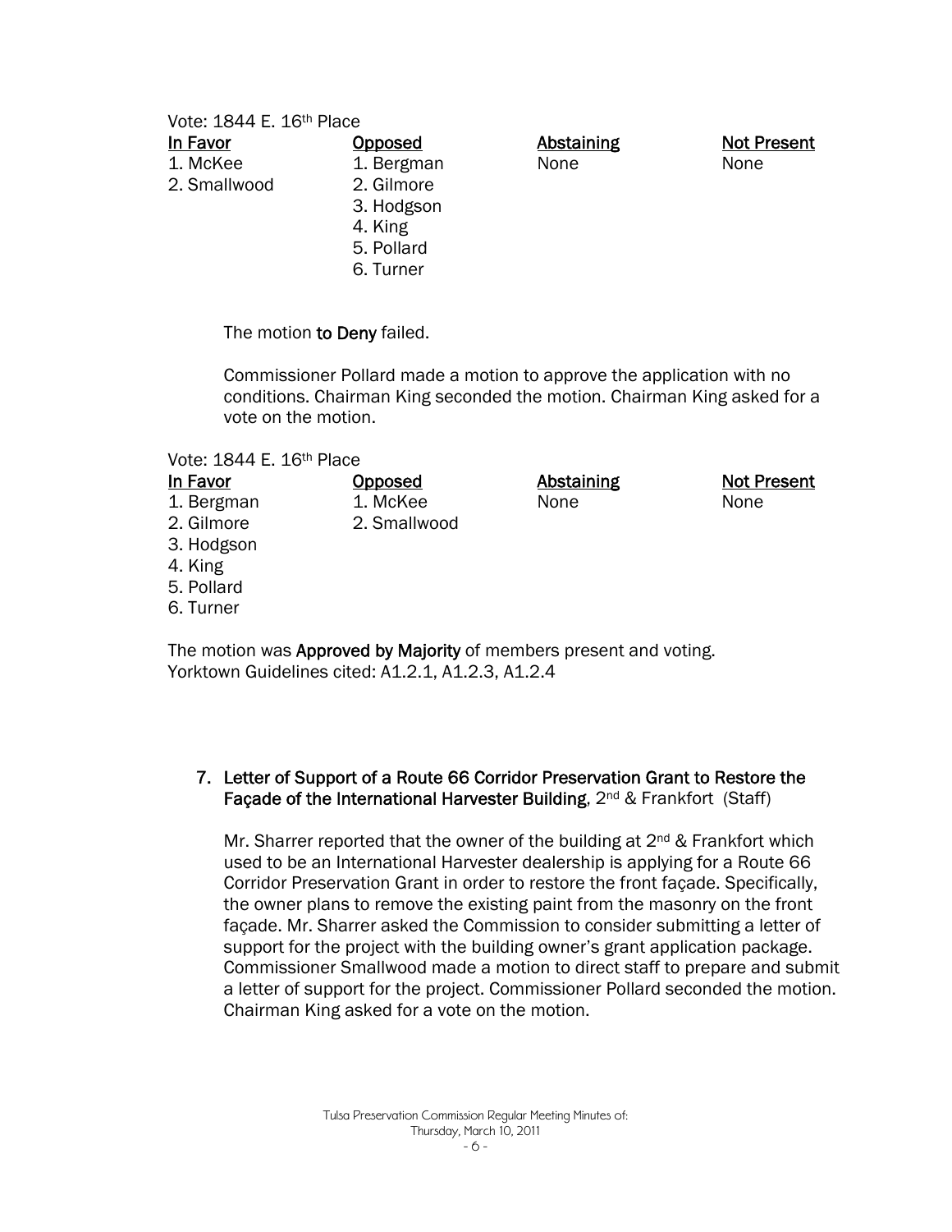Vote: 1844 E. 16th Place

| In Favor | Opposed | Abstaining | Not Present |
|---|---|---|---|
| 1. McKee | 1. Bergman | None | None |
| 2. Smallwood | 2. Gilmore | | |
| | 3. Hodgson | | |
| | 4. King | | |
| | 5. Pollard | | |
| | 6. Turner | | |

The motion **to Deny** failed.

Commissioner Pollard made a motion to approve the application with no conditions. Chairman King seconded the motion. Chairman King asked for a vote on the motion.

Vote: 1844 E. 16th Place

| In Favor | Opposed | Abstaining | Not Present |
|---|---|---|---|
| 1. Bergman | 1. McKee | None | None |
| 2. Gilmore | 2. Smallwood | | |
| 3. Hodgson | | | |
| 4. King | | | |
| 5. Pollard | | | |
| 6. Turner | | | |

The motion was **Approved by Majority** of members present and voting.
Yorktown Guidelines cited: A1.2.1, A1.2.3, A1.2.4

7. **Letter of Support of a Route 66 Corridor Preservation Grant to Restore the Façade of the International Harvester Building**, 2nd & Frankfort (Staff)

   Mr. Sharrer reported that the owner of the building at 2nd & Frankfort which used to be an International Harvester dealership is applying for a Route 66 Corridor Preservation Grant in order to restore the front façade. Specifically, the owner plans to remove the existing paint from the masonry on the front façade. Mr. Sharrer asked the Commission to consider submitting a letter of support for the project with the building owner's grant application package. Commissioner Smallwood made a motion to direct staff to prepare and submit a letter of support for the project. Commissioner Pollard seconded the motion. Chairman King asked for a vote on the motion.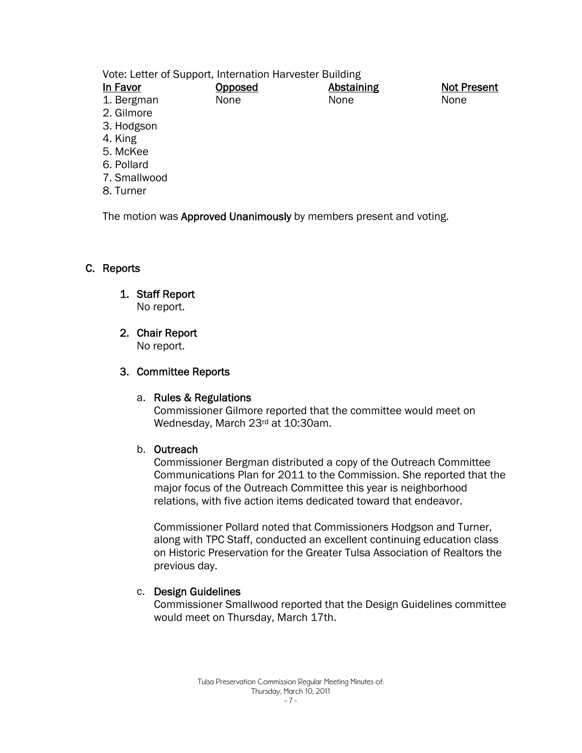Vote: Letter of Support, Internation Harvester Building

| In Favor | Opposed | Abstaining | Not Present |
|---|---|---|---|
| 1. Bergman | None | None | None |
| 2. Gilmore | | | |
| 3. Hodgson | | | |
| 4. King | | | |
| 5. McKee | | | |
| 6. Pollard | | | |
| 7. Smallwood | | | |
| 8. Turner | | | |

The motion was **Approved Unanimously** by members present and voting.

## C. Reports

### 1. Staff Report

No report.

### 2. Chair Report

No report.

### 3. Committee Reports

#### a. Rules & Regulations

Commissioner Gilmore reported that the committee would meet on Wednesday, March 23rd at 10:30am.

#### b. Outreach

Commissioner Bergman distributed a copy of the Outreach Committee Communications Plan for 2011 to the Commission. She reported that the major focus of the Outreach Committee this year is neighborhood relations, with five action items dedicated toward that endeavor.

Commissioner Pollard noted that Commissioners Hodgson and Turner, along with TPC Staff, conducted an excellent continuing education class on Historic Preservation for the Greater Tulsa Association of Realtors the previous day.

#### c. Design Guidelines

Commissioner Smallwood reported that the Design Guidelines committee would meet on Thursday, March 17th.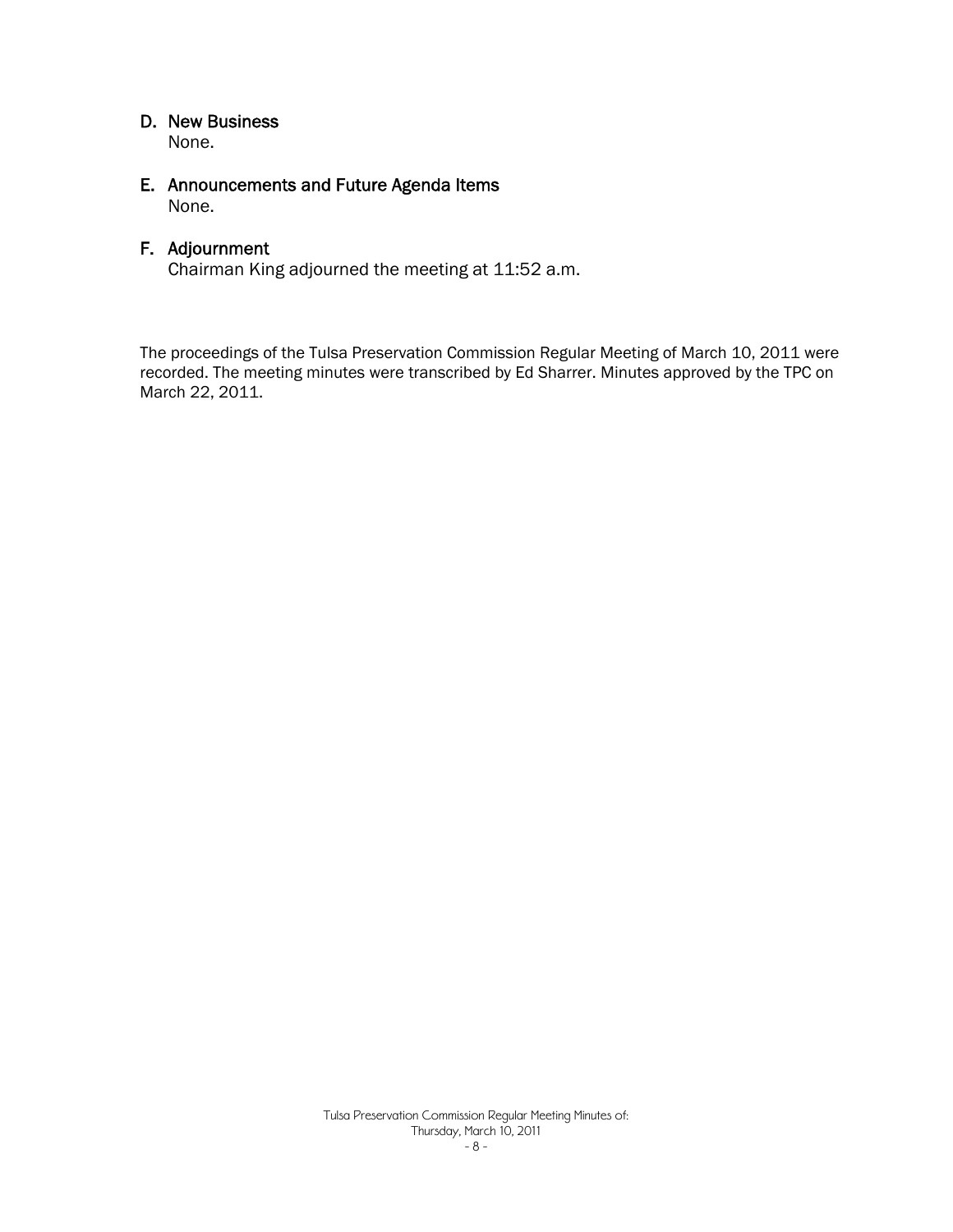### D. New Business

None.

### E. Announcements and Future Agenda Items

None.

### F. Adjournment

Chairman King adjourned the meeting at 11:52 a.m.

The proceedings of the Tulsa Preservation Commission Regular Meeting of March 10, 2011 were recorded. The meeting minutes were transcribed by Ed Sharrer. Minutes approved by the TPC on March 22, 2011.